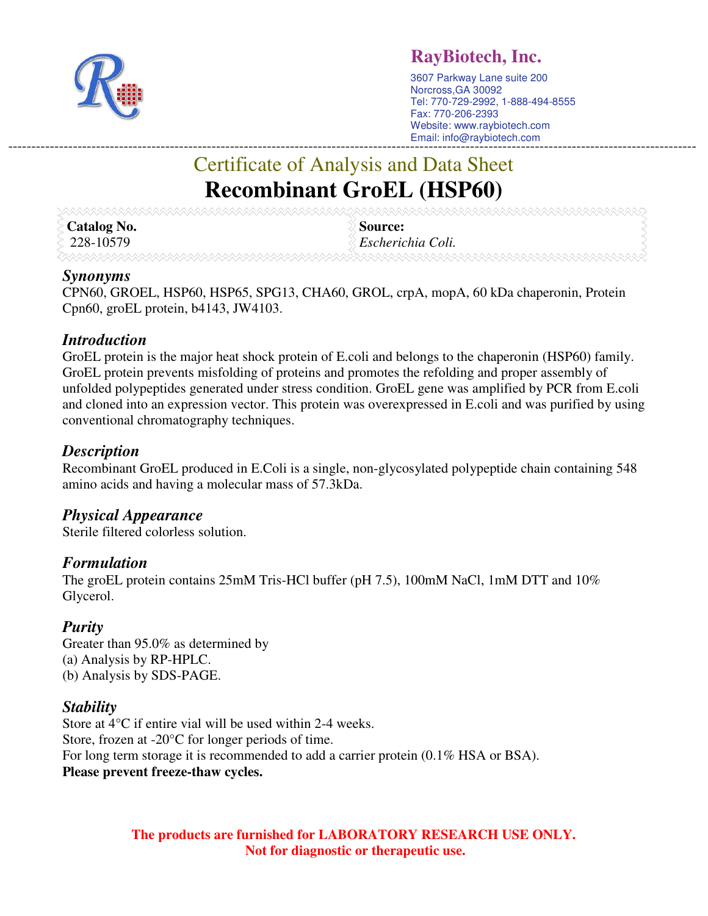## RayBiotech, Inc.

3607 Parkway Lane suite 200
Norcross,GA 30092
Tel: 770-729-2992, 1-888-494-8555
Fax: 770-206-2393
Website: www.raybiotech.com
Email: info@raybiotech.com

---

# Certificate of Analysis and Data Sheet

# Recombinant GroEL (HSP60)

| **Catalog No.** | **Source:** |
|---|---|
| 228-10579 | *Escherichia Coli.* |

### *Synonyms*

CPN60, GROEL, HSP60, HSP65, SPG13, CHA60, GROL, crpA, mopA, 60 kDa chaperonin, Protein Cpn60, groEL protein, b4143, JW4103.

### *Introduction*

GroEL protein is the major heat shock protein of E.coli and belongs to the chaperonin (HSP60) family. GroEL protein prevents misfolding of proteins and promotes the refolding and proper assembly of unfolded polypeptides generated under stress condition. GroEL gene was amplified by PCR from E.coli and cloned into an expression vector. This protein was overexpressed in E.coli and was purified by using conventional chromatography techniques.

### *Description*

Recombinant GroEL produced in E.Coli is a single, non-glycosylated polypeptide chain containing 548 amino acids and having a molecular mass of 57.3kDa.

### *Physical Appearance*

Sterile filtered colorless solution.

### *Formulation*

The groEL protein contains 25mM Tris-HCl buffer (pH 7.5), 100mM NaCl, 1mM DTT and 10% Glycerol.

### *Purity*

Greater than 95.0% as determined by
(a) Analysis by RP-HPLC.
(b) Analysis by SDS-PAGE.

### *Stability*

Store at 4°C if entire vial will be used within 2-4 weeks.
Store, frozen at -20°C for longer periods of time.
For long term storage it is recommended to add a carrier protein (0.1% HSA or BSA).
**Please prevent freeze-thaw cycles.**

**The products are furnished for LABORATORY RESEARCH USE ONLY.**
**Not for diagnostic or therapeutic use.**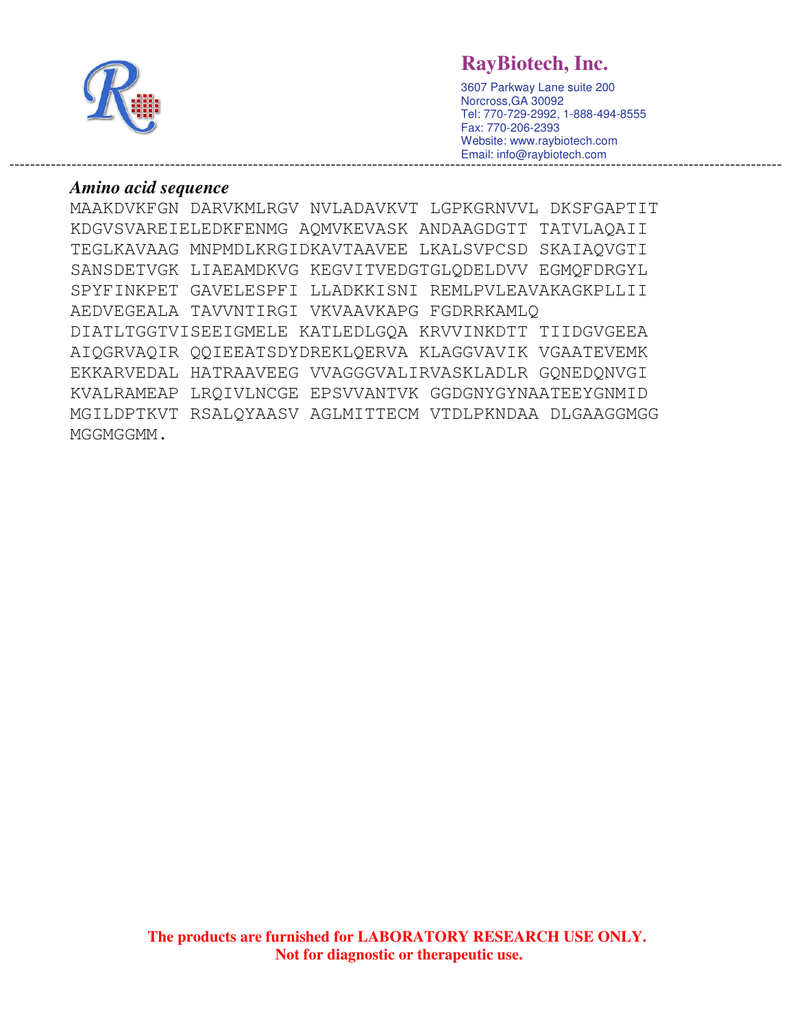RayBiotech, Inc.

3607 Parkway Lane suite 200
Norcross,GA 30092
Tel: 770-729-2992, 1-888-494-8555
Fax: 770-206-2393
Website: www.raybiotech.com
Email: info@raybiotech.com

---

### *Amino acid sequence*

```
MAAKDVKFGN DARVKMLRGV NVLADAVKVT LGPKGRNVVL DKSFGAPTIT
KDGVSVAREIELEDKFENMG AQMVKEVASK ANDAAGDGTT TATVLAQAII
TEGLKAVAAG MNPMDLKRGIDKAVTAAVEE LKALSVPCSD SKAIAQVGTI
SANSDETVGK LIAEAMDKVG KEGVITVEDGTGLQDELDVV EGMQFDRGYL
SPYFINKPET GAVELESPFI LLADKKISNI REMLPVLEAVAKAGKPLLII
AEDVEGEALA TAVVNTIRGI VKVAAVKAPG FGDRRKAMLQ
DIATLTGGTVISEEIGMELE KATLEDLGQA KRVVINKDTT TIIDGVGEEA
AIQGRVAQIR QQIEEATSDYDREKLQERVA KLAGGVAVIK VGAATEVEMK
EKKARVEDAL HATRAAVEEG VVAGGGVALIRVASKLADLR GQNEDQNVGI
KVALRAMEAP LRQIVLNCGE EPSVVANTVK GGDGNYGYNAATEEYGNMID
MGILDPTKVT RSALQYAASV AGLMITTECM VTDLPKNDAA DLGAAGGMGG
MGGMGGMM.
```

**The products are furnished for LABORATORY RESEARCH USE ONLY.**
**Not for diagnostic or therapeutic use.**